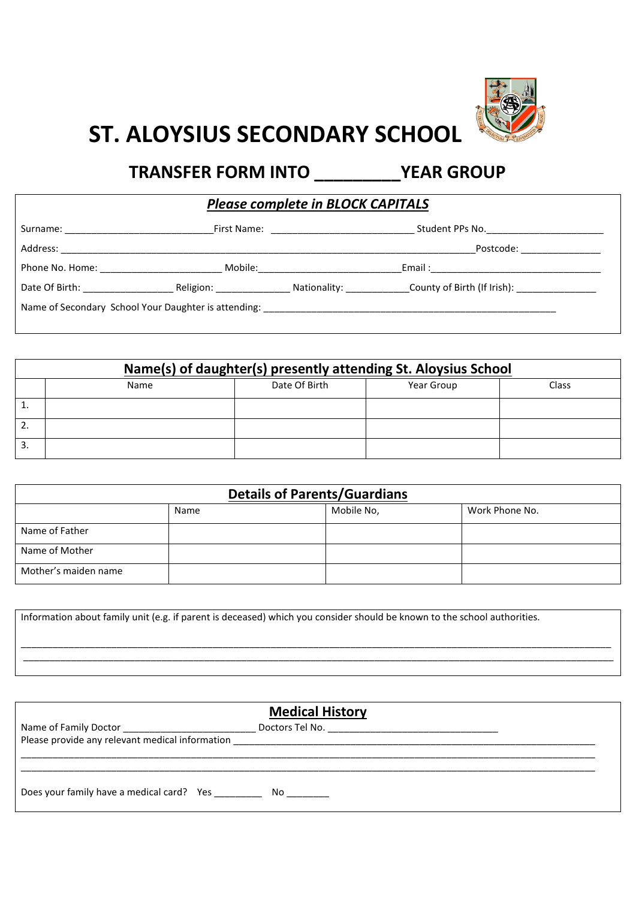# ST. ALOYSIUS SECONDARY SCHOOL

## TRANSFER FORM INTO _________YEAR GROUP

***Please complete in BLOCK CAPITALS***

Surname: ___________________________First Name: __________________________ Student PPs No.______________________

Address: _______________________________________________________________________Postcode: _______________

Phone No. Home: _______________________ Mobile:__________________________Email :________________________________

Date Of Birth: _________________ Religion: ______________ Nationality: ____________County of Birth (If Irish): _______________

Name of Secondary School Your Daughter is attending: _______________________________________________________

**Name(s) of daughter(s) presently attending St. Aloysius School**

| | Name | Date Of Birth | Year Group | Class |
|---|---|---|---|---|
| 1. | | | | |
| 2. | | | | |
| 3. | | | | |

**Details of Parents/Guardians**

| | Name | Mobile No, | Work Phone No. |
|---|---|---|---|
| Name of Father | | | |
| Name of Mother | | | |
| Mother's maiden name | | | |

Information about family unit (e.g. if parent is deceased) which you consider should be known to the school authorities.

______________________________________________________________________________________________________________

______________________________________________________________________________________________________________

**Medical History**

Name of Family Doctor _________________________ Doctors Tel No. ________________________________

Please provide any relevant medical information __________________________________________________________________

______________________________________________________________________________________________________________

______________________________________________________________________________________________________________

Does your family have a medical card? Yes _________ No ________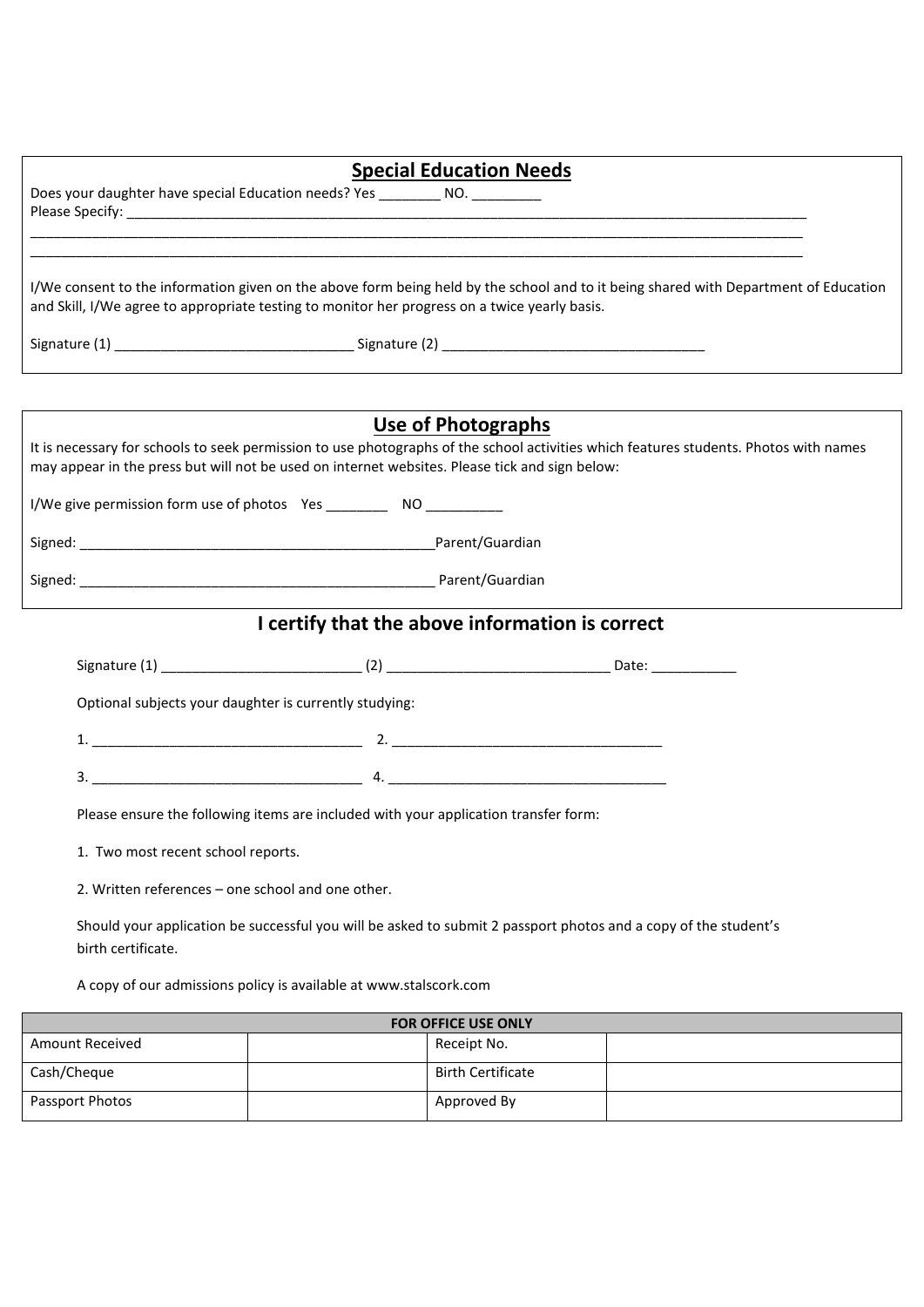## Special Education Needs

Does your daughter have special Education needs? Yes ________ NO. _________

Please Specify: ____________________________________________________________________________________________

____________________________________________________________________________________________

____________________________________________________________________________________________

I/We consent to the information given on the above form being held by the school and to it being shared with Department of Education and Skill, I/We agree to appropriate testing to monitor her progress on a twice yearly basis.

Signature (1) ______________________________ Signature (2) _________________________________

## Use of Photographs

It is necessary for schools to seek permission to use photographs of the school activities which features students. Photos with names may appear in the press but will not be used on internet websites. Please tick and sign below:

I/We give permission form use of photos Yes ________ NO __________

Signed: _______________________________________________Parent/Guardian

Signed: _______________________________________________ Parent/Guardian

## I certify that the above information is correct

Signature (1) _________________________ (2) ____________________________ Date: ___________

Optional subjects your daughter is currently studying:

1. __________________________________ 2. __________________________________

3. __________________________________ 4. ___________________________________

Please ensure the following items are included with your application transfer form:

1. Two most recent school reports.

2. Written references – one school and one other.

Should your application be successful you will be asked to submit 2 passport photos and a copy of the student's birth certificate.

A copy of our admissions policy is available at www.stalscork.com

| FOR OFFICE USE ONLY | | | |
|---|---|---|---|
| Amount Received | | Receipt No. | |
| Cash/Cheque | | Birth Certificate | |
| Passport Photos | | Approved By | |